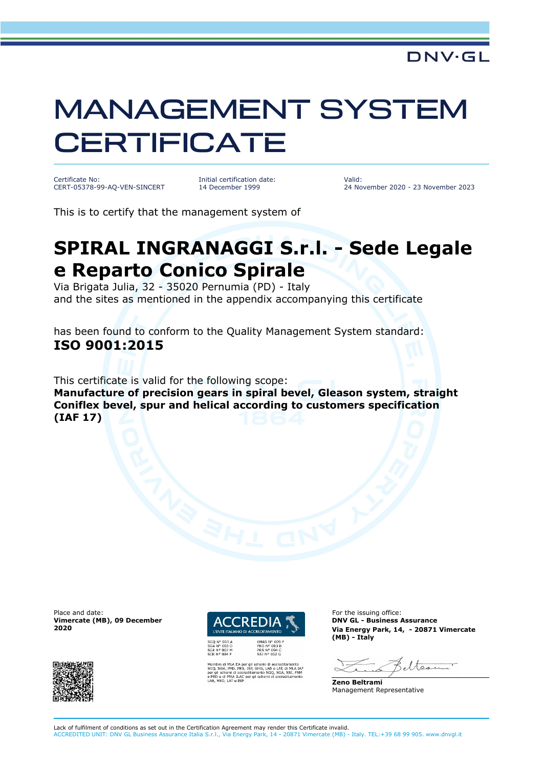DNV·GL

# MANAGEMENT SYSTEM CERTIFICATE

| Certificate No: | Initial certification date: | Valid: |
|---|---|---|
| CERT-05378-99-AQ-VEN-SINCERT | 14 December 1999 | 24 November 2020 - 23 November 2023 |

This is to certify that the management system of

## SPIRAL INGRANAGGI S.r.l. - Sede Legale e Reparto Conico Spirale

Via Brigata Julia, 32 - 35020 Pernumia (PD) - Italy
and the sites as mentioned in the appendix accompanying this certificate

has been found to conform to the Quality Management System standard:
**ISO 9001:2015**

This certificate is valid for the following scope:
**Manufacture of precision gears in spiral bevel, Gleason system, straight Coniflex bevel, spur and helical according to customers specification (IAF 17)**

Place and date:
**Vimercate (MB), 09 December 2020**

ACCREDIA
L'ENTE ITALIANO DI ACCREDITAMENTO

SGQ N° 003 A
SGA N° 003 D
SGE N° 007 M
SCR N° 004 F
EMAS N° 009 P
PRD N° 003 B
PRS N° 094 C
SSI N° 002 G

Membro di MLA EA per gli schemi di accreditamento SGQ, SGA, PRD, PRS, ISP, GHG, LAB e LAT, di MLA IAF per gli schemi di accreditamento SGQ, SGA, SSI, FSM e PRD e di MRA ILAC per gli schemi di accreditamento LAB, MED, LAT e ISP

For the issuing office:
**DNV GL - Business Assurance**
**Via Energy Park, 14, - 20871 Vimercate (MB) - Italy**

**Zeno Beltrami**
Management Representative

Lack of fulfilment of conditions as set out in the Certification Agreement may render this Certificate invalid.
ACCREDITED UNIT: DNV GL Business Assurance Italia S.r.l., Via Energy Park, 14 - 20871 Vimercate (MB) - Italy. TEL:+39 68 99 905. www.dnvgl.it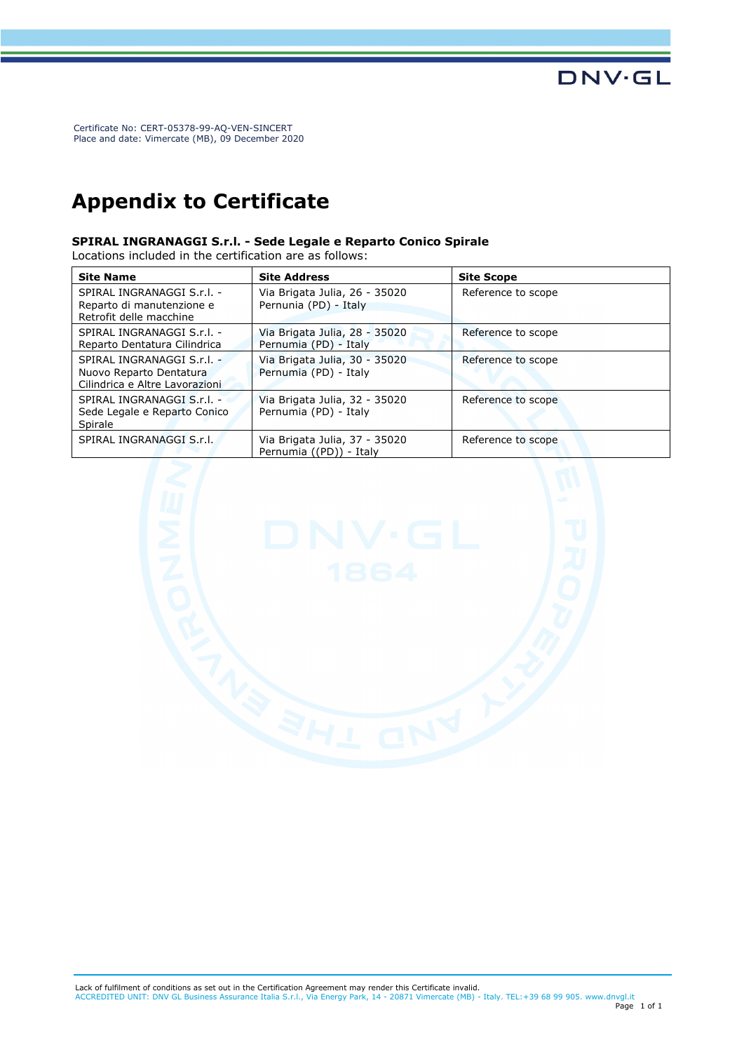Certificate No: CERT-05378-99-AQ-VEN-SINCERT
Place and date: Vimercate (MB), 09 December 2020

# Appendix to Certificate

**SPIRAL INGRANAGGI S.r.l. - Sede Legale e Reparto Conico Spirale**
Locations included in the certification are as follows:

| Site Name | Site Address | Site Scope |
|---|---|---|
| SPIRAL INGRANAGGI S.r.l. - Reparto di manutenzione e Retrofit delle macchine | Via Brigata Julia, 26 - 35020 Pernunia (PD) - Italy | Reference to scope |
| SPIRAL INGRANAGGI S.r.l. - Reparto Dentatura Cilindrica | Via Brigata Julia, 28 - 35020 Pernumia (PD) - Italy | Reference to scope |
| SPIRAL INGRANAGGI S.r.l. - Nuovo Reparto Dentatura Cilindrica e Altre Lavorazioni | Via Brigata Julia, 30 - 35020 Pernumia (PD) - Italy | Reference to scope |
| SPIRAL INGRANAGGI S.r.l. - Sede Legale e Reparto Conico Spirale | Via Brigata Julia, 32 - 35020 Pernumia (PD) - Italy | Reference to scope |
| SPIRAL INGRANAGGI S.r.l. | Via Brigata Julia, 37 - 35020 Pernumia ((PD)) - Italy | Reference to scope |

Lack of fulfilment of conditions as set out in the Certification Agreement may render this Certificate invalid.
ACCREDITED UNIT: DNV GL Business Assurance Italia S.r.l., Via Energy Park, 14 - 20871 Vimercate (MB) - Italy. TEL:+39 68 99 905. www.dnvgl.it